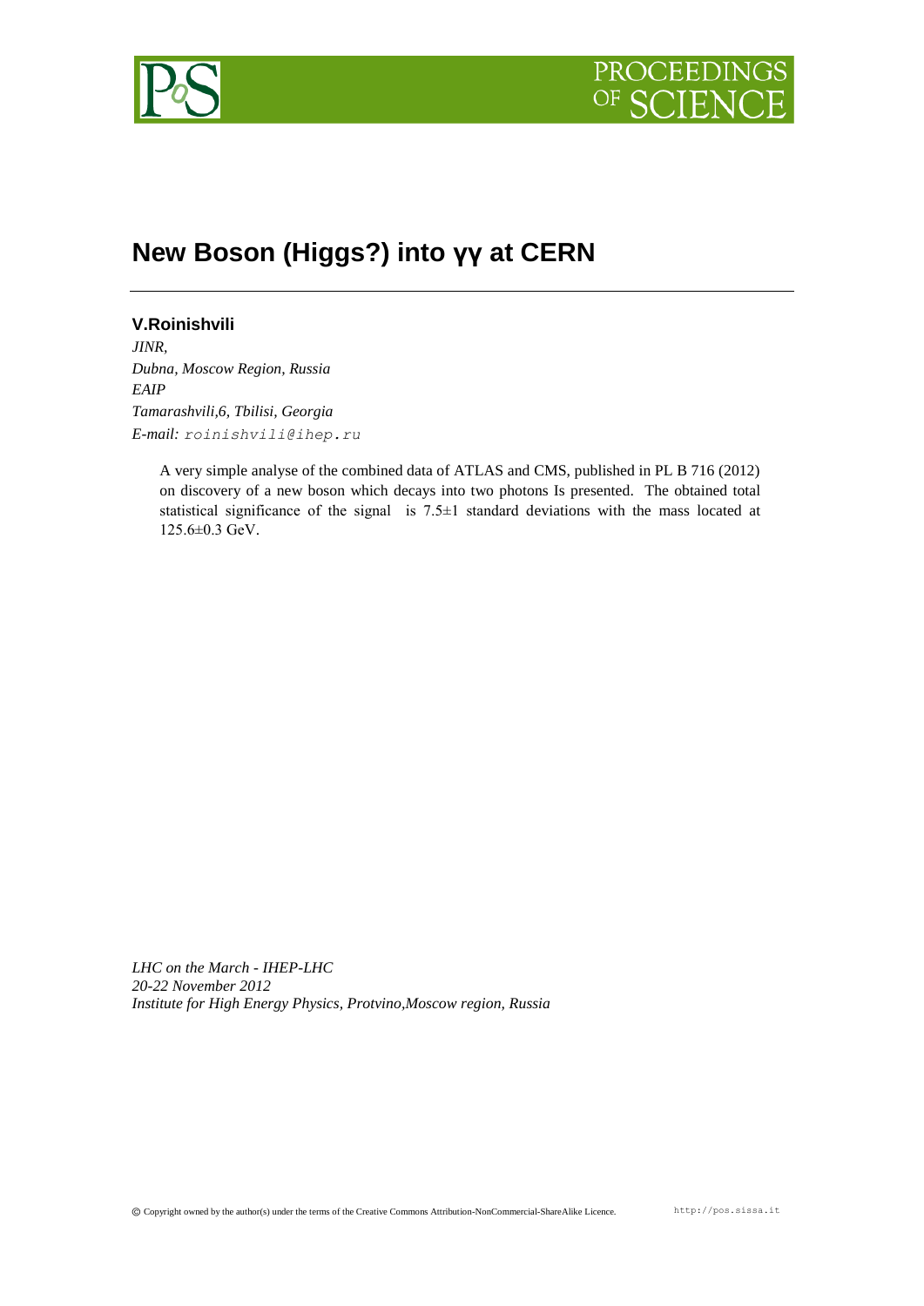# New Boson (Higgs?) into γγ at CERN

**V.Roinishvili**

*JINR,*
*Dubna, Moscow Region, Russia*
*EAIP*
*Tamarashvili,6, Tbilisi, Georgia*
*E-mail:* roinishvili@ihep.ru

A very simple analyse of the combined data of ATLAS and CMS, published in PL B 716 (2012) on discovery of a new boson which decays into two photons Is presented. The obtained total statistical significance of the signal is 7.5±1 standard deviations with the mass located at 125.6±0.3 GeV.

*LHC on the March - IHEP-LHC*
*20-22 November 2012*
*Institute for High Energy Physics, Protvino,Moscow region, Russia*

© Copyright owned by the author(s) under the terms of the Creative Commons Attribution-NonCommercial-ShareAlike Licence. http://pos.sissa.it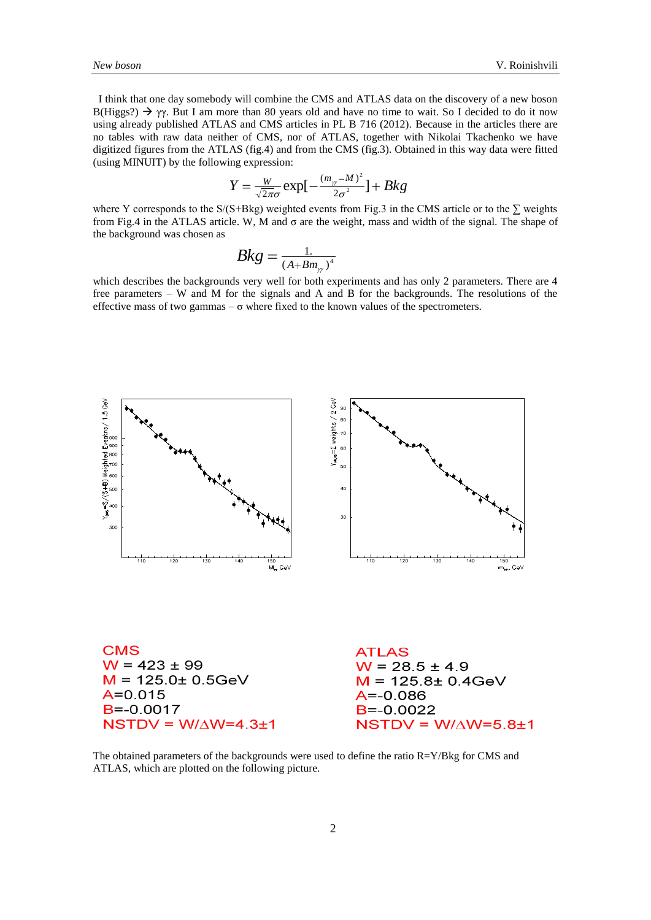I think that one day somebody will combine the CMS and ATLAS data on the discovery of a new boson B(Higgs?) → γγ. But I am more than 80 years old and have no time to wait. So I decided to do it now using already published ATLAS and CMS articles in PL B 716 (2012). Because in the articles there are no tables with raw data neither of CMS, nor of ATLAS, together with Nikolai Tkachenko we have digitized figures from the ATLAS (fig.4) and from the CMS (fig.3). Obtained in this way data were fitted (using MINUIT) by the following expression:

$$Y = \frac{W}{\sqrt{2\pi}\sigma}\exp[-\frac{(m_{\gamma\gamma}-M)^2}{2\sigma^2}] + Bkg$$

where Y corresponds to the S/(S+Bkg) weighted events from Fig.3 in the CMS article or to the $\sum$ weights from Fig.4 in the ATLAS article. W, M and σ are the weight, mass and width of the signal. The shape of the background was chosen as

$$Bkg = \frac{1.}{(A + Bm_{\gamma\gamma})^4}$$

which describes the backgrounds very well for both experiments and has only 2 parameters. There are 4 free parameters – W and M for the signals and A and B for the backgrounds. The resolutions of the effective mass of two gammas – σ where fixed to the known values of the spectrometers.

**CMS**
W = 423 ± 99
M = 125.0± 0.5GeV
A=0.015
B=-0.0017
NSTDV = W/ΔW=4.3±1

**ATLAS**
W = 28.5 ± 4.9
M = 125.8± 0.4GeV
A=-0.086
B=-0.0022
NSTDV = W/ΔW=5.8±1

The obtained parameters of the backgrounds were used to define the ratio R=Y/Bkg for CMS and ATLAS, which are plotted on the following picture.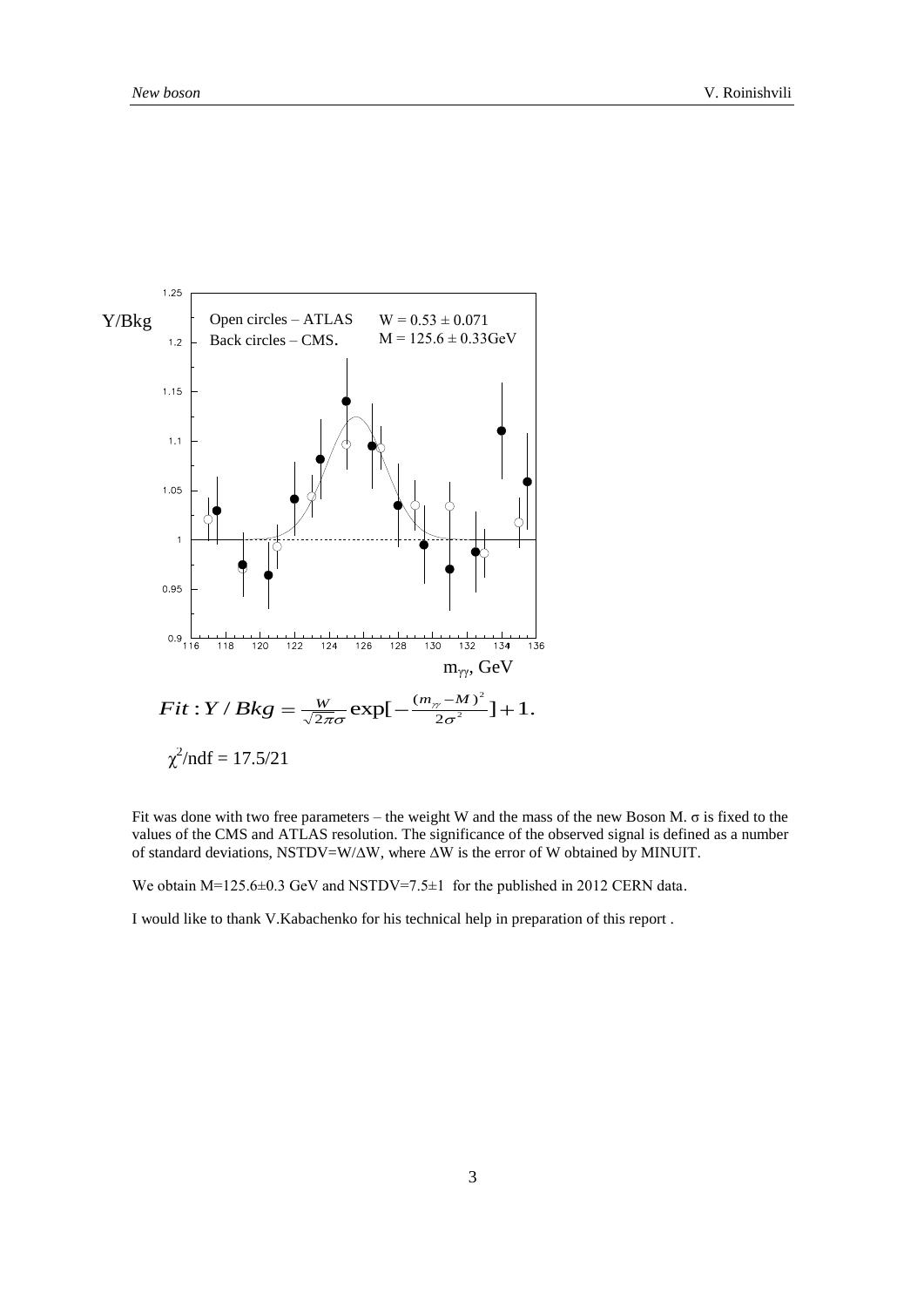Y/Bkg

Open circles – ATLAS
Back circles – CMS.

W = 0.53 ± 0.071
M = 125.6 ± 0.33GeV

1.25
1.2
1.15
1.1
1.05
1
0.95
0.9

116 118 120 122 124 126 128 130 132 134 136

$m_{\gamma\gamma}$, GeV

$$Fit : Y / Bkg = \frac{W}{\sqrt{2\pi}\sigma} \exp[-\frac{(m_{\gamma\gamma} - M)^2}{2\sigma^2}] + 1.$$

$\chi^2$/ndf = 17.5/21

Fit was done with two free parameters – the weight W and the mass of the new Boson M. σ is fixed to the values of the CMS and ATLAS resolution. The significance of the observed signal is defined as a number of standard deviations, NSTDV=W/ΔW, where ΔW is the error of W obtained by MINUIT.

We obtain M=125.6±0.3 GeV and NSTDV=7.5±1 for the published in 2012 CERN data.

I would like to thank V.Kabachenko for his technical help in preparation of this report .